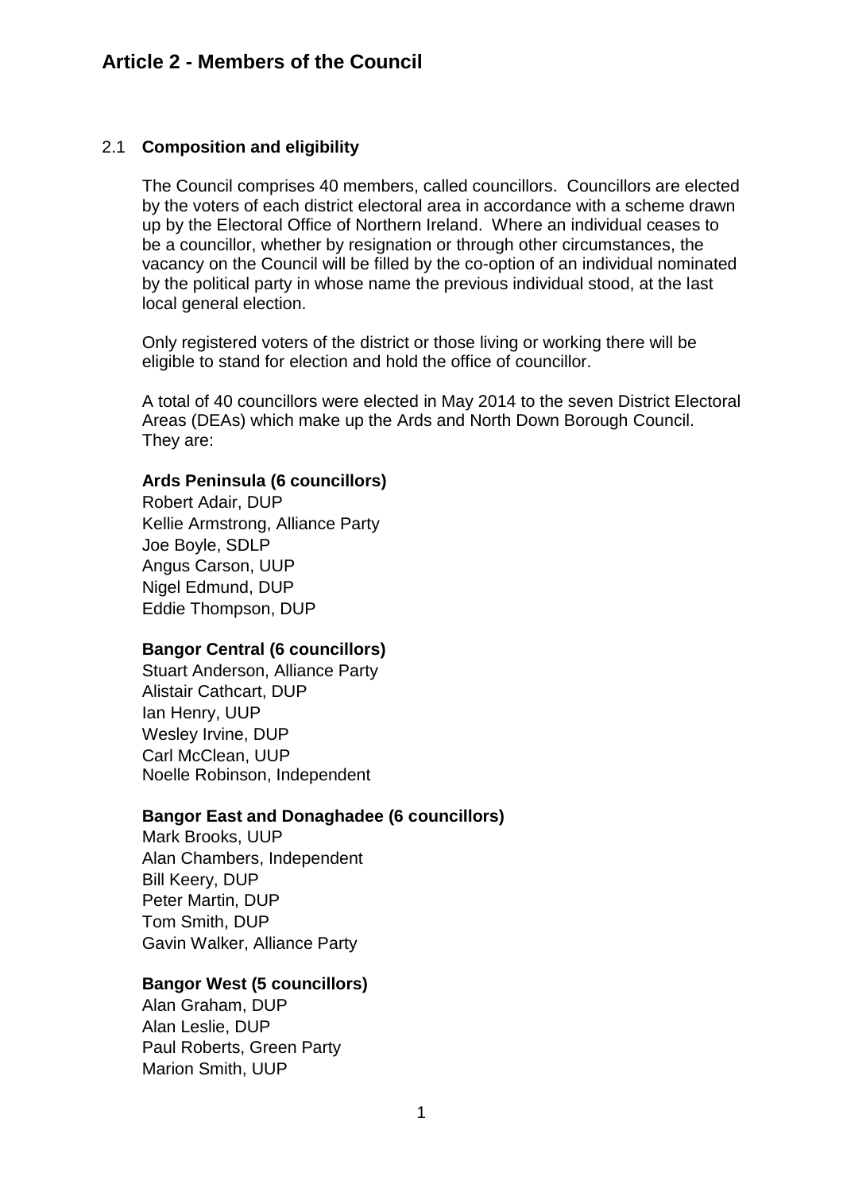# Article 2 - Members of the Council

## 2.1 Composition and eligibility

The Council comprises 40 members, called councillors. Councillors are elected by the voters of each district electoral area in accordance with a scheme drawn up by the Electoral Office of Northern Ireland. Where an individual ceases to be a councillor, whether by resignation or through other circumstances, the vacancy on the Council will be filled by the co-option of an individual nominated by the political party in whose name the previous individual stood, at the last local general election.

Only registered voters of the district or those living or working there will be eligible to stand for election and hold the office of councillor.

A total of 40 councillors were elected in May 2014 to the seven District Electoral Areas (DEAs) which make up the Ards and North Down Borough Council. They are:

**Ards Peninsula (6 councillors)**
Robert Adair, DUP
Kellie Armstrong, Alliance Party
Joe Boyle, SDLP
Angus Carson, UUP
Nigel Edmund, DUP
Eddie Thompson, DUP

**Bangor Central (6 councillors)**
Stuart Anderson, Alliance Party
Alistair Cathcart, DUP
Ian Henry, UUP
Wesley Irvine, DUP
Carl McClean, UUP
Noelle Robinson, Independent

**Bangor East and Donaghadee (6 councillors)**
Mark Brooks, UUP
Alan Chambers, Independent
Bill Keery, DUP
Peter Martin, DUP
Tom Smith, DUP
Gavin Walker, Alliance Party

**Bangor West (5 councillors)**
Alan Graham, DUP
Alan Leslie, DUP
Paul Roberts, Green Party
Marion Smith, UUP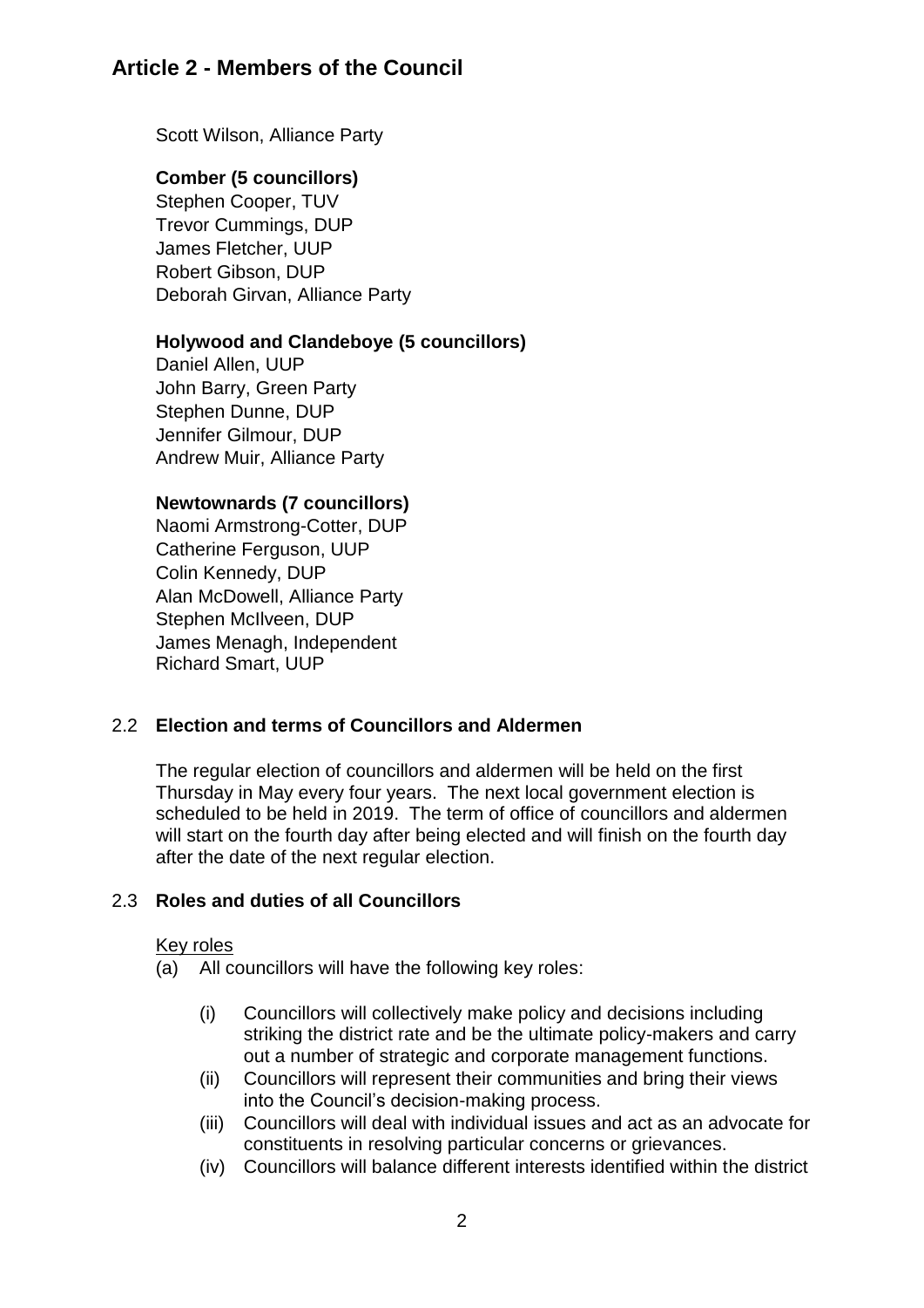Scott Wilson, Alliance Party

**Comber (5 councillors)**
Stephen Cooper, TUV
Trevor Cummings, DUP
James Fletcher, UUP
Robert Gibson, DUP
Deborah Girvan, Alliance Party

**Holywood and Clandeboye (5 councillors)**
Daniel Allen, UUP
John Barry, Green Party
Stephen Dunne, DUP
Jennifer Gilmour, DUP
Andrew Muir, Alliance Party

**Newtownards (7 councillors)**
Naomi Armstrong-Cotter, DUP
Catherine Ferguson, UUP
Colin Kennedy, DUP
Alan McDowell, Alliance Party
Stephen McIlveen, DUP
James Menagh, Independent
Richard Smart, UUP

## 2.2 Election and terms of Councillors and Aldermen

The regular election of councillors and aldermen will be held on the first Thursday in May every four years. The next local government election is scheduled to be held in 2019. The term of office of councillors and aldermen will start on the fourth day after being elected and will finish on the fourth day after the date of the next regular election.

## 2.3 Roles and duties of all Councillors

Key roles

(a) All councillors will have the following key roles:

(i) Councillors will collectively make policy and decisions including striking the district rate and be the ultimate policy-makers and carry out a number of strategic and corporate management functions.

(ii) Councillors will represent their communities and bring their views into the Council's decision-making process.

(iii) Councillors will deal with individual issues and act as an advocate for constituents in resolving particular concerns or grievances.

(iv) Councillors will balance different interests identified within the district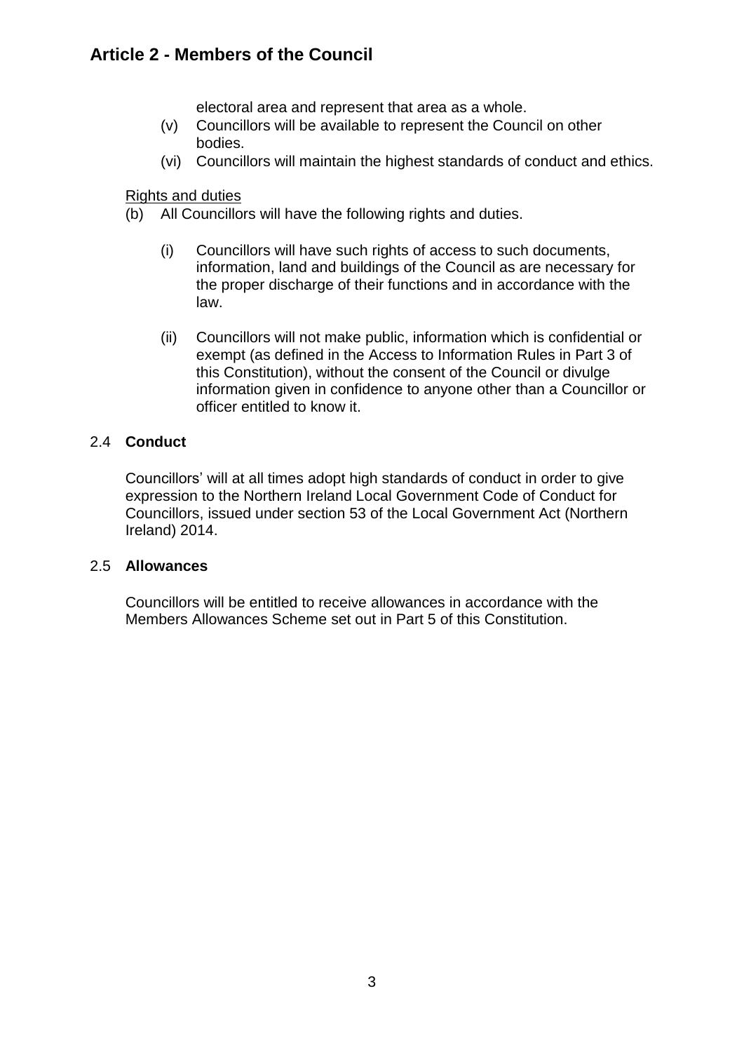electoral area and represent that area as a whole.

(v) Councillors will be available to represent the Council on other bodies.

(vi) Councillors will maintain the highest standards of conduct and ethics.

Rights and duties

(b) All Councillors will have the following rights and duties.

(i) Councillors will have such rights of access to such documents, information, land and buildings of the Council as are necessary for the proper discharge of their functions and in accordance with the law.

(ii) Councillors will not make public, information which is confidential or exempt (as defined in the Access to Information Rules in Part 3 of this Constitution), without the consent of the Council or divulge information given in confidence to anyone other than a Councillor or officer entitled to know it.

### 2.4 Conduct

Councillors' will at all times adopt high standards of conduct in order to give expression to the Northern Ireland Local Government Code of Conduct for Councillors, issued under section 53 of the Local Government Act (Northern Ireland) 2014.

### 2.5 Allowances

Councillors will be entitled to receive allowances in accordance with the Members Allowances Scheme set out in Part 5 of this Constitution.